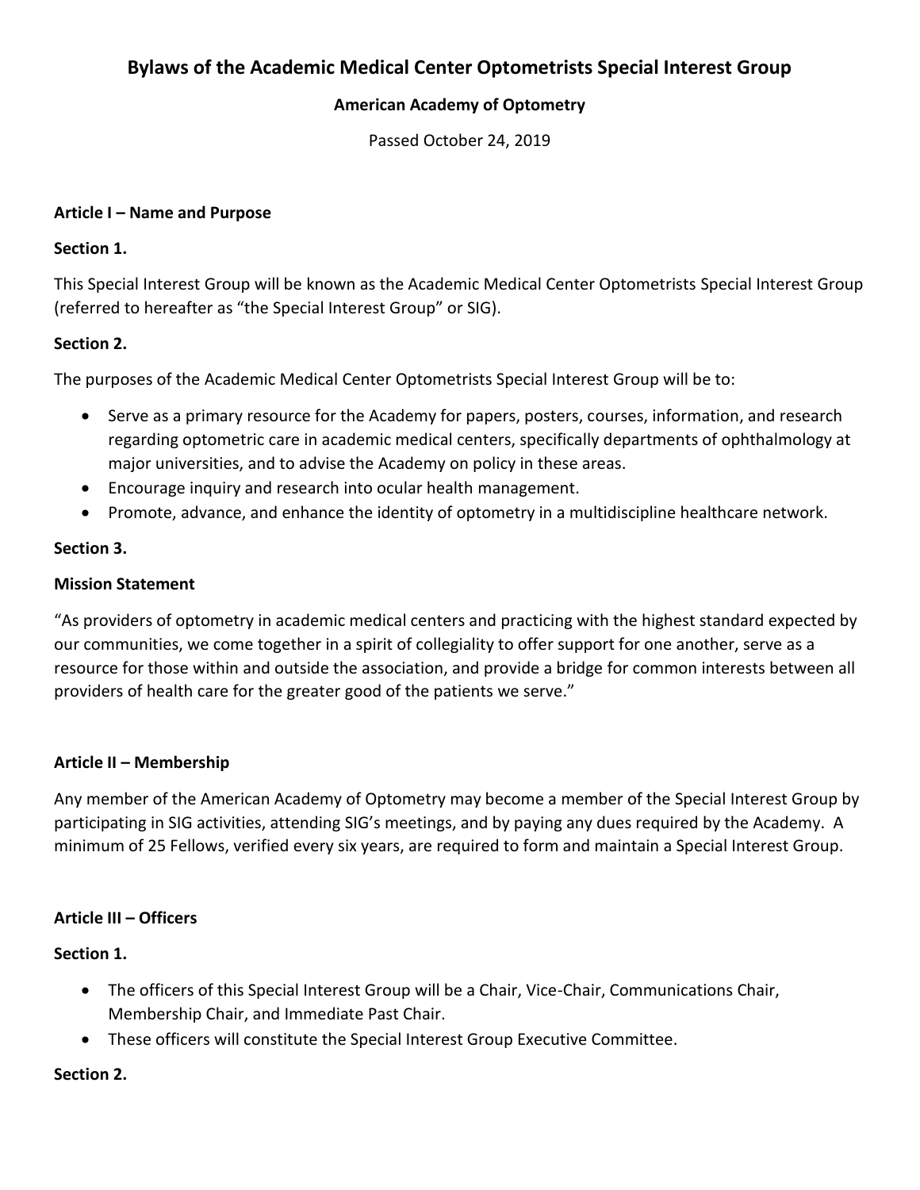# Bylaws of the Academic Medical Center Optometrists Special Interest Group

**American Academy of Optometry**

Passed October 24, 2019

**Article I – Name and Purpose**

**Section 1.**

This Special Interest Group will be known as the Academic Medical Center Optometrists Special Interest Group (referred to hereafter as "the Special Interest Group" or SIG).

**Section 2.**

The purposes of the Academic Medical Center Optometrists Special Interest Group will be to:

- Serve as a primary resource for the Academy for papers, posters, courses, information, and research regarding optometric care in academic medical centers, specifically departments of ophthalmology at major universities, and to advise the Academy on policy in these areas.
- Encourage inquiry and research into ocular health management.
- Promote, advance, and enhance the identity of optometry in a multidiscipline healthcare network.

**Section 3.**

**Mission Statement**

"As providers of optometry in academic medical centers and practicing with the highest standard expected by our communities, we come together in a spirit of collegiality to offer support for one another, serve as a resource for those within and outside the association, and provide a bridge for common interests between all providers of health care for the greater good of the patients we serve."

**Article II – Membership**

Any member of the American Academy of Optometry may become a member of the Special Interest Group by participating in SIG activities, attending SIG's meetings, and by paying any dues required by the Academy. A minimum of 25 Fellows, verified every six years, are required to form and maintain a Special Interest Group.

**Article III – Officers**

**Section 1.**

- The officers of this Special Interest Group will be a Chair, Vice-Chair, Communications Chair, Membership Chair, and Immediate Past Chair.
- These officers will constitute the Special Interest Group Executive Committee.

**Section 2.**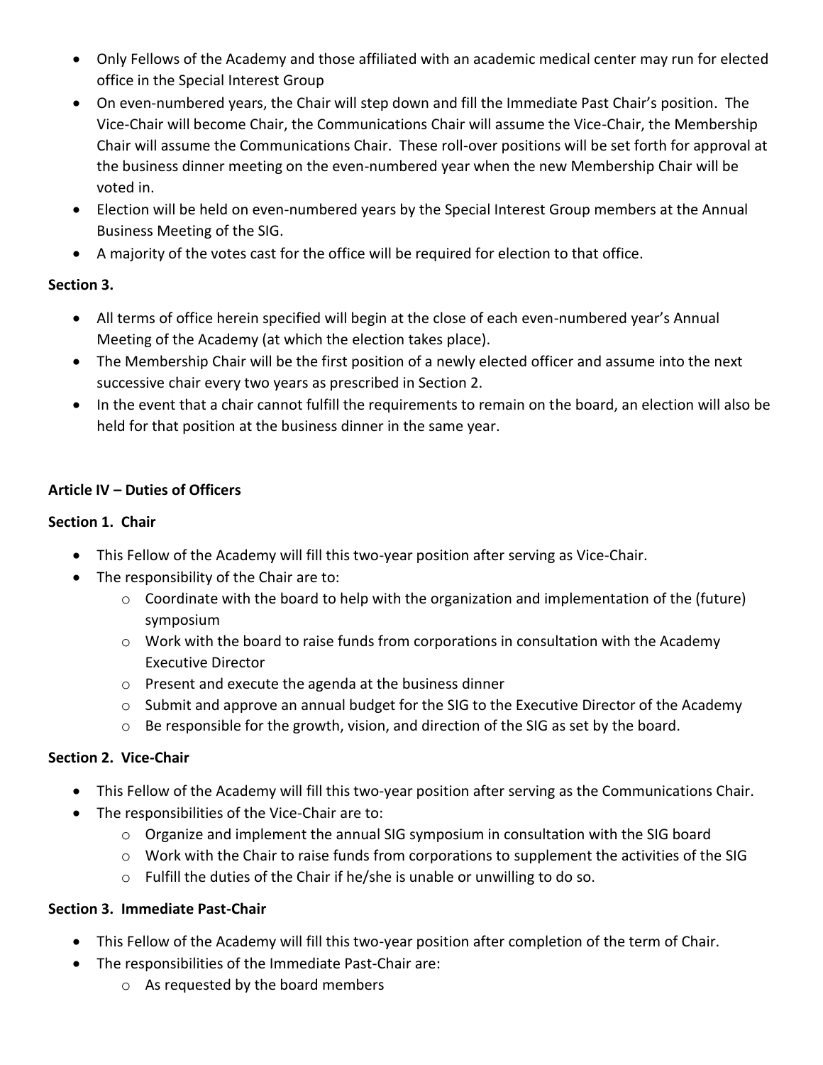- Only Fellows of the Academy and those affiliated with an academic medical center may run for elected office in the Special Interest Group
- On even-numbered years, the Chair will step down and fill the Immediate Past Chair's position. The Vice-Chair will become Chair, the Communications Chair will assume the Vice-Chair, the Membership Chair will assume the Communications Chair. These roll-over positions will be set forth for approval at the business dinner meeting on the even-numbered year when the new Membership Chair will be voted in.
- Election will be held on even-numbered years by the Special Interest Group members at the Annual Business Meeting of the SIG.
- A majority of the votes cast for the office will be required for election to that office.

**Section 3.**

- All terms of office herein specified will begin at the close of each even-numbered year's Annual Meeting of the Academy (at which the election takes place).
- The Membership Chair will be the first position of a newly elected officer and assume into the next successive chair every two years as prescribed in Section 2.
- In the event that a chair cannot fulfill the requirements to remain on the board, an election will also be held for that position at the business dinner in the same year.

## Article IV – Duties of Officers

**Section 1. Chair**

- This Fellow of the Academy will fill this two-year position after serving as Vice-Chair.
- The responsibility of the Chair are to:
  - Coordinate with the board to help with the organization and implementation of the (future) symposium
  - Work with the board to raise funds from corporations in consultation with the Academy Executive Director
  - Present and execute the agenda at the business dinner
  - Submit and approve an annual budget for the SIG to the Executive Director of the Academy
  - Be responsible for the growth, vision, and direction of the SIG as set by the board.

**Section 2. Vice-Chair**

- This Fellow of the Academy will fill this two-year position after serving as the Communications Chair.
- The responsibilities of the Vice-Chair are to:
  - Organize and implement the annual SIG symposium in consultation with the SIG board
  - Work with the Chair to raise funds from corporations to supplement the activities of the SIG
  - Fulfill the duties of the Chair if he/she is unable or unwilling to do so.

**Section 3. Immediate Past-Chair**

- This Fellow of the Academy will fill this two-year position after completion of the term of Chair.
- The responsibilities of the Immediate Past-Chair are:
  - As requested by the board members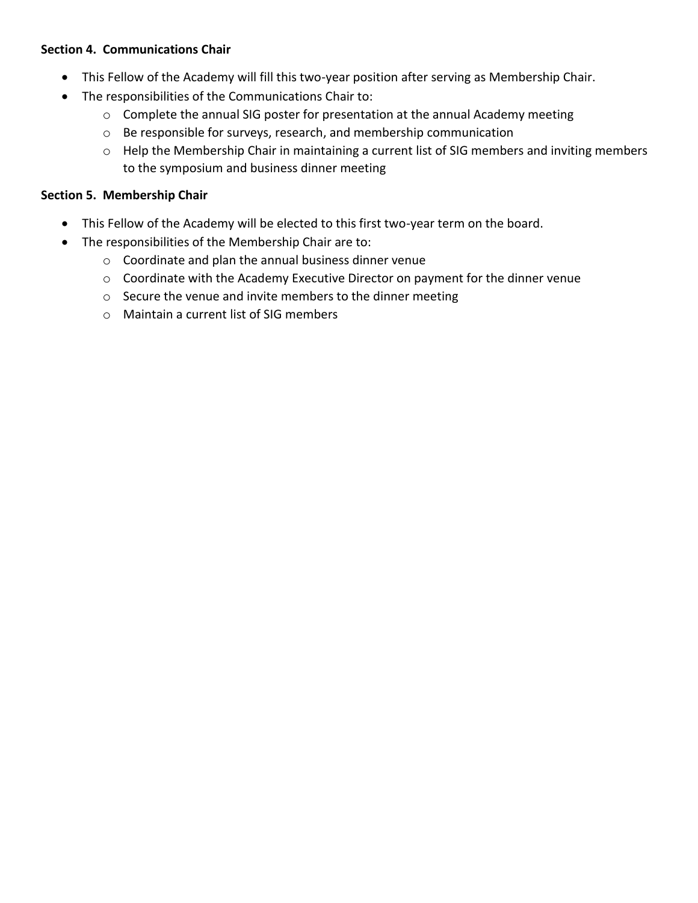**Section 4. Communications Chair**

- This Fellow of the Academy will fill this two-year position after serving as Membership Chair.
- The responsibilities of the Communications Chair to:
  - Complete the annual SIG poster for presentation at the annual Academy meeting
  - Be responsible for surveys, research, and membership communication
  - Help the Membership Chair in maintaining a current list of SIG members and inviting members to the symposium and business dinner meeting

**Section 5. Membership Chair**

- This Fellow of the Academy will be elected to this first two-year term on the board.
- The responsibilities of the Membership Chair are to:
  - Coordinate and plan the annual business dinner venue
  - Coordinate with the Academy Executive Director on payment for the dinner venue
  - Secure the venue and invite members to the dinner meeting
  - Maintain a current list of SIG members